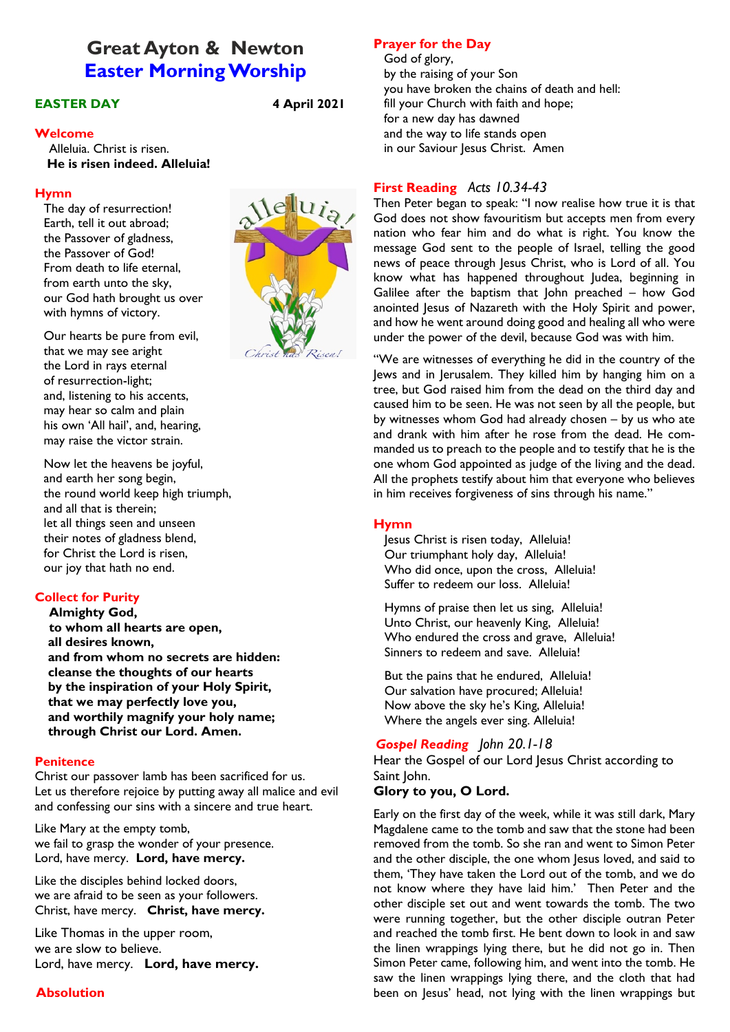# Great Ayton & Newton
## Easter Morning Worship

**EASTER DAY** **4 April 2021**

### Welcome

Alleluia. Christ is risen.
**He is risen indeed. Alleluia!**

### Hymn

The day of resurrection!
Earth, tell it out abroad;
the Passover of gladness,
the Passover of God!
From death to life eternal,
from earth unto the sky,
our God hath brought us over
with hymns of victory.

Our hearts be pure from evil,
that we may see aright
the Lord in rays eternal
of resurrection-light;
and, listening to his accents,
may hear so calm and plain
his own 'All hail', and, hearing,
may raise the victor strain.

Now let the heavens be joyful,
and earth her song begin,
the round world keep high triumph,
and all that is therein;
let all things seen and unseen
their notes of gladness blend,
for Christ the Lord is risen,
our joy that hath no end.

### Collect for Purity

**Almighty God,**
**to whom all hearts are open,**
**all desires known,**
**and from whom no secrets are hidden:**
**cleanse the thoughts of our hearts**
**by the inspiration of your Holy Spirit,**
**that we may perfectly love you,**
**and worthily magnify your holy name;**
**through Christ our Lord. Amen.**

### Penitence

Christ our passover lamb has been sacrificed for us.
Let us therefore rejoice by putting away all malice and evil and confessing our sins with a sincere and true heart.

Like Mary at the empty tomb,
we fail to grasp the wonder of your presence.
Lord, have mercy. **Lord, have mercy.**

Like the disciples behind locked doors,
we are afraid to be seen as your followers.
Christ, have mercy. **Christ, have mercy.**

Like Thomas in the upper room,
we are slow to believe.
Lord, have mercy. **Lord, have mercy.**

### Absolution

### Prayer for the Day

God of glory,
by the raising of your Son
you have broken the chains of death and hell:
fill your Church with faith and hope;
for a new day has dawned
and the way to life stands open
in our Saviour Jesus Christ. Amen

### First Reading *Acts 10.34-43*

Then Peter began to speak: "I now realise how true it is that God does not show favouritism but accepts men from every nation who fear him and do what is right. You know the message God sent to the people of Israel, telling the good news of peace through Jesus Christ, who is Lord of all. You know what has happened throughout Judea, beginning in Galilee after the baptism that John preached – how God anointed Jesus of Nazareth with the Holy Spirit and power, and how he went around doing good and healing all who were under the power of the devil, because God was with him.

"We are witnesses of everything he did in the country of the Jews and in Jerusalem. They killed him by hanging him on a tree, but God raised him from the dead on the third day and caused him to be seen. He was not seen by all the people, but by witnesses whom God had already chosen – by us who ate and drank with him after he rose from the dead. He commanded us to preach to the people and to testify that he is the one whom God appointed as judge of the living and the dead. All the prophets testify about him that everyone who believes in him receives forgiveness of sins through his name."

### Hymn

Jesus Christ is risen today, Alleluia!
Our triumphant holy day, Alleluia!
Who did once, upon the cross, Alleluia!
Suffer to redeem our loss. Alleluia!

Hymns of praise then let us sing, Alleluia!
Unto Christ, our heavenly King, Alleluia!
Who endured the cross and grave, Alleluia!
Sinners to redeem and save. Alleluia!

But the pains that he endured, Alleluia!
Our salvation have procured; Alleluia!
Now above the sky he's King, Alleluia!
Where the angels ever sing. Alleluia!

### *Gospel Reading* *John 20.1-18*

Hear the Gospel of our Lord Jesus Christ according to Saint John.
**Glory to you, O Lord.**

Early on the first day of the week, while it was still dark, Mary Magdalene came to the tomb and saw that the stone had been removed from the tomb. So she ran and went to Simon Peter and the other disciple, the one whom Jesus loved, and said to them, 'They have taken the Lord out of the tomb, and we do not know where they have laid him.' Then Peter and the other disciple set out and went towards the tomb. The two were running together, but the other disciple outran Peter and reached the tomb first. He bent down to look in and saw the linen wrappings lying there, but he did not go in. Then Simon Peter came, following him, and went into the tomb. He saw the linen wrappings lying there, and the cloth that had been on Jesus' head, not lying with the linen wrappings but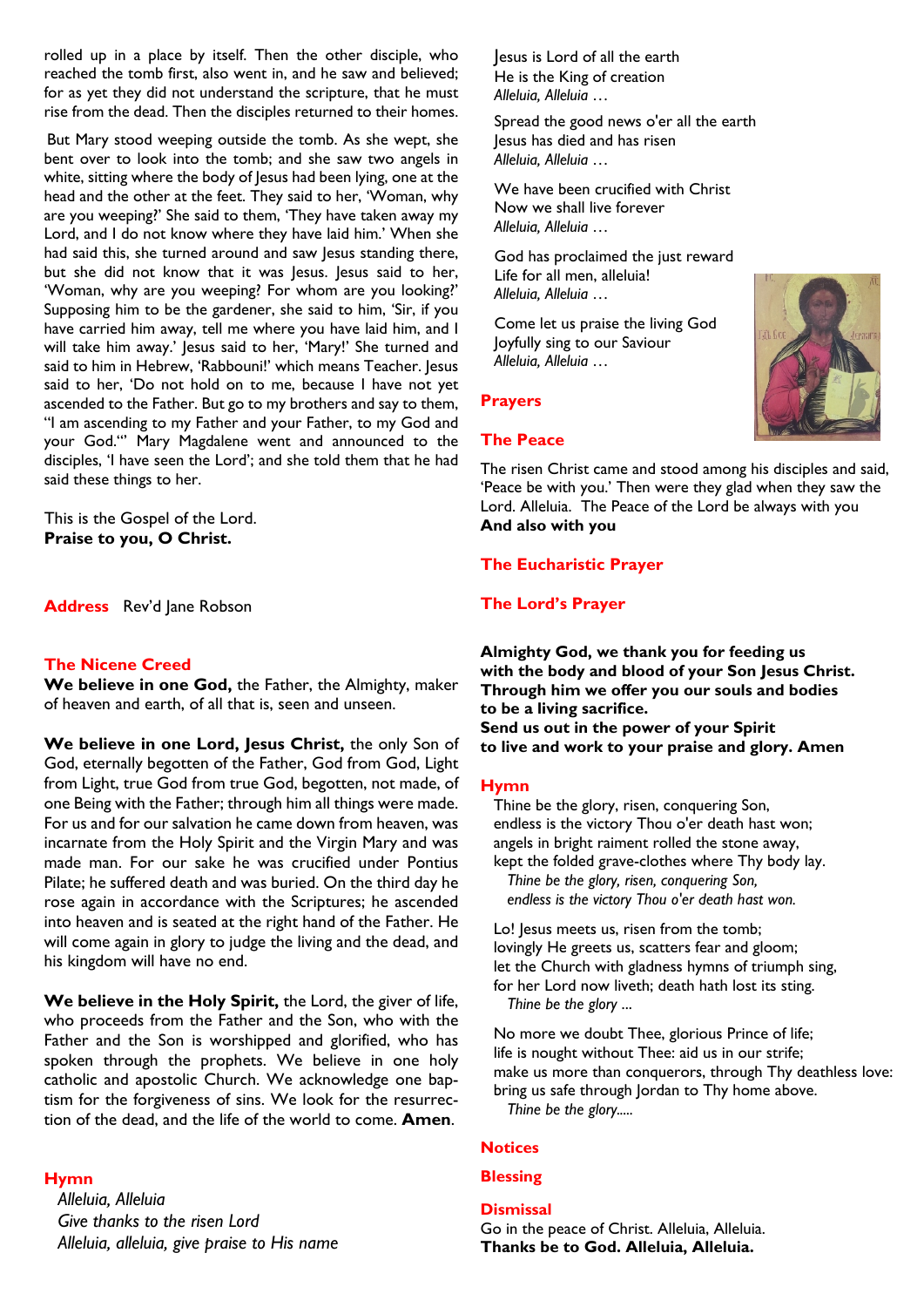rolled up in a place by itself. Then the other disciple, who reached the tomb first, also went in, and he saw and believed; for as yet they did not understand the scripture, that he must rise from the dead. Then the disciples returned to their homes.

But Mary stood weeping outside the tomb. As she wept, she bent over to look into the tomb; and she saw two angels in white, sitting where the body of Jesus had been lying, one at the head and the other at the feet. They said to her, 'Woman, why are you weeping?' She said to them, 'They have taken away my Lord, and I do not know where they have laid him.' When she had said this, she turned around and saw Jesus standing there, but she did not know that it was Jesus. Jesus said to her, 'Woman, why are you weeping? For whom are you looking?' Supposing him to be the gardener, she said to him, 'Sir, if you have carried him away, tell me where you have laid him, and I will take him away.' Jesus said to her, 'Mary!' She turned and said to him in Hebrew, 'Rabbouni!' which means Teacher. Jesus said to her, 'Do not hold on to me, because I have not yet ascended to the Father. But go to my brothers and say to them, "I am ascending to my Father and your Father, to my God and your God."' Mary Magdalene went and announced to the disciples, 'I have seen the Lord'; and she told them that he had said these things to her.

This is the Gospel of the Lord.
**Praise to you, O Christ.**

**Address** Rev'd Jane Robson

## The Nicene Creed

**We believe in one God,** the Father, the Almighty, maker of heaven and earth, of all that is, seen and unseen.

**We believe in one Lord, Jesus Christ,** the only Son of God, eternally begotten of the Father, God from God, Light from Light, true God from true God, begotten, not made, of one Being with the Father; through him all things were made. For us and for our salvation he came down from heaven, was incarnate from the Holy Spirit and the Virgin Mary and was made man. For our sake he was crucified under Pontius Pilate; he suffered death and was buried. On the third day he rose again in accordance with the Scriptures; he ascended into heaven and is seated at the right hand of the Father. He will come again in glory to judge the living and the dead, and his kingdom will have no end.

**We believe in the Holy Spirit,** the Lord, the giver of life, who proceeds from the Father and the Son, who with the Father and the Son is worshipped and glorified, who has spoken through the prophets. We believe in one holy catholic and apostolic Church. We acknowledge one baptism for the forgiveness of sins. We look for the resurrection of the dead, and the life of the world to come. **Amen**.

## Hymn

*Alleluia, Alleluia*
*Give thanks to the risen Lord*
*Alleluia, alleluia, give praise to His name*

Jesus is Lord of all the earth
He is the King of creation
*Alleluia, Alleluia …*

Spread the good news o'er all the earth
Jesus has died and has risen
*Alleluia, Alleluia …*

We have been crucified with Christ
Now we shall live forever
*Alleluia, Alleluia …*

God has proclaimed the just reward
Life for all men, alleluia!
*Alleluia, Alleluia …*

Come let us praise the living God
Joyfully sing to our Saviour
*Alleluia, Alleluia …*

## Prayers

## The Peace

The risen Christ came and stood among his disciples and said, 'Peace be with you.' Then were they glad when they saw the Lord. Alleluia. The Peace of the Lord be always with you
**And also with you**

## The Eucharistic Prayer

## The Lord's Prayer

**Almighty God, we thank you for feeding us**
**with the body and blood of your Son Jesus Christ.**
**Through him we offer you our souls and bodies**
**to be a living sacrifice.**
**Send us out in the power of your Spirit**
**to live and work to your praise and glory. Amen**

## Hymn

Thine be the glory, risen, conquering Son,
endless is the victory Thou o'er death hast won;
angels in bright raiment rolled the stone away,
kept the folded grave-clothes where Thy body lay.
*Thine be the glory, risen, conquering Son,*
*endless is the victory Thou o'er death hast won.*

Lo! Jesus meets us, risen from the tomb;
lovingly He greets us, scatters fear and gloom;
let the Church with gladness hymns of triumph sing,
for her Lord now liveth; death hath lost its sting.
*Thine be the glory ...*

No more we doubt Thee, glorious Prince of life;
life is nought without Thee: aid us in our strife;
make us more than conquerors, through Thy deathless love:
bring us safe through Jordan to Thy home above.
*Thine be the glory.....*

## Notices

## Blessing

## Dismissal

Go in the peace of Christ. Alleluia, Alleluia.
**Thanks be to God. Alleluia, Alleluia.**